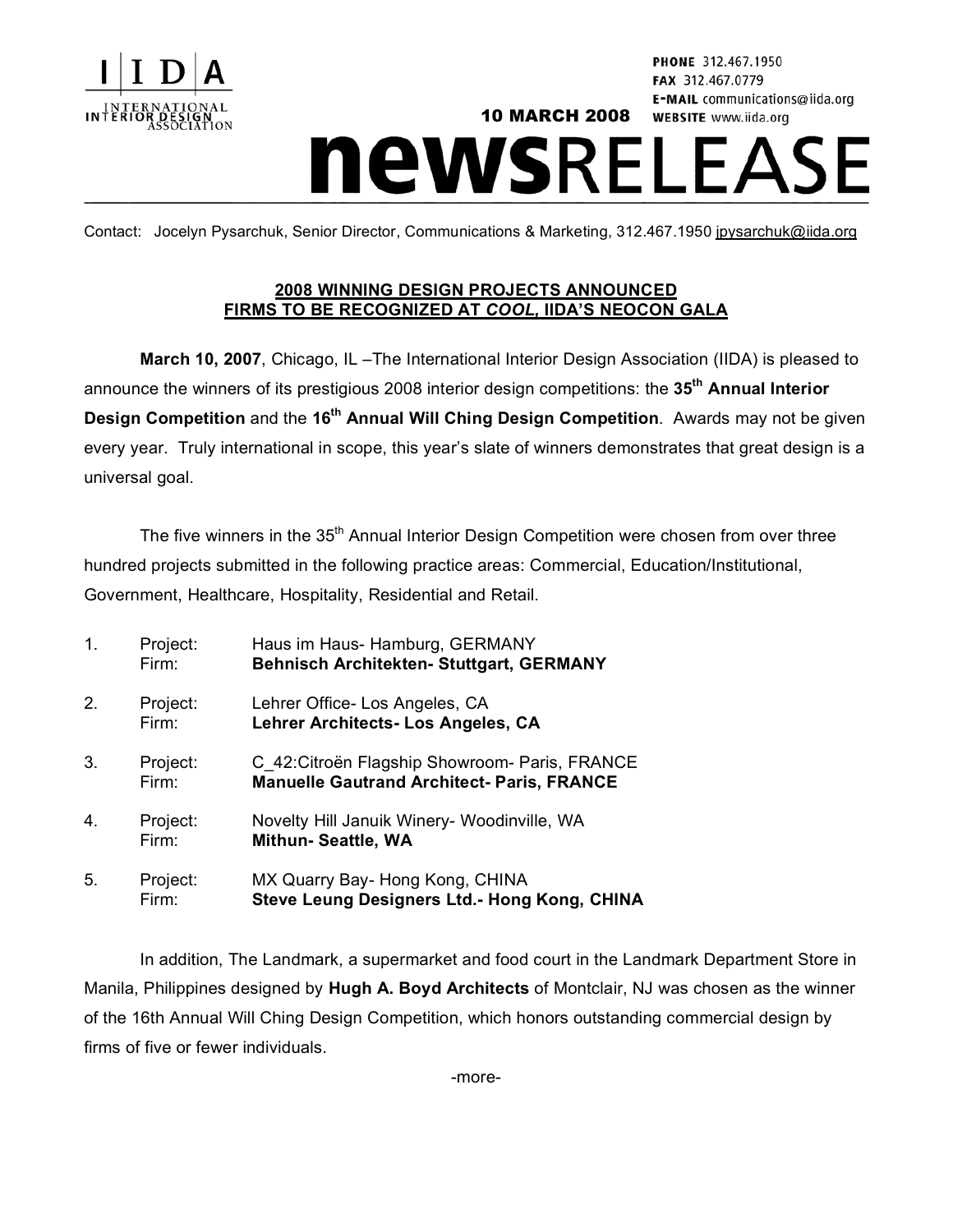# IIDA

INTERNATIONAL INTERIOR DESIGN ASSOCIATION

**10 MARCH 2008**

PHONE 312.467.1950
FAX 312.467.0779
E-MAIL communications@iida.org
WEBSITE www.iida.org

# newsRELEASE

Contact: Jocelyn Pysarchuk, Senior Director, Communications & Marketing, 312.467.1950 jpysarchuk@iida.org

## 2008 WINNING DESIGN PROJECTS ANNOUNCED
## FIRMS TO BE RECOGNIZED AT *COOL*, IIDA'S NEOCON GALA

**March 10, 2007**, Chicago, IL –The International Interior Design Association (IIDA) is pleased to announce the winners of its prestigious 2008 interior design competitions: the **35th Annual Interior Design Competition** and the **16th Annual Will Ching Design Competition**. Awards may not be given every year. Truly international in scope, this year's slate of winners demonstrates that great design is a universal goal.

The five winners in the 35th Annual Interior Design Competition were chosen from over three hundred projects submitted in the following practice areas: Commercial, Education/Institutional, Government, Healthcare, Hospitality, Residential and Retail.

1. Project: Haus im Haus- Hamburg, GERMANY
   Firm: **Behnisch Architekten- Stuttgart, GERMANY**

2. Project: Lehrer Office- Los Angeles, CA
   Firm: **Lehrer Architects- Los Angeles, CA**

3. Project: C_42:Citroën Flagship Showroom- Paris, FRANCE
   Firm: **Manuelle Gautrand Architect- Paris, FRANCE**

4. Project: Novelty Hill Januik Winery- Woodinville, WA
   Firm: **Mithun- Seattle, WA**

5. Project: MX Quarry Bay- Hong Kong, CHINA
   Firm: **Steve Leung Designers Ltd.- Hong Kong, CHINA**

In addition, The Landmark, a supermarket and food court in the Landmark Department Store in Manila, Philippines designed by **Hugh A. Boyd Architects** of Montclair, NJ was chosen as the winner of the 16th Annual Will Ching Design Competition, which honors outstanding commercial design by firms of five or fewer individuals.

-more-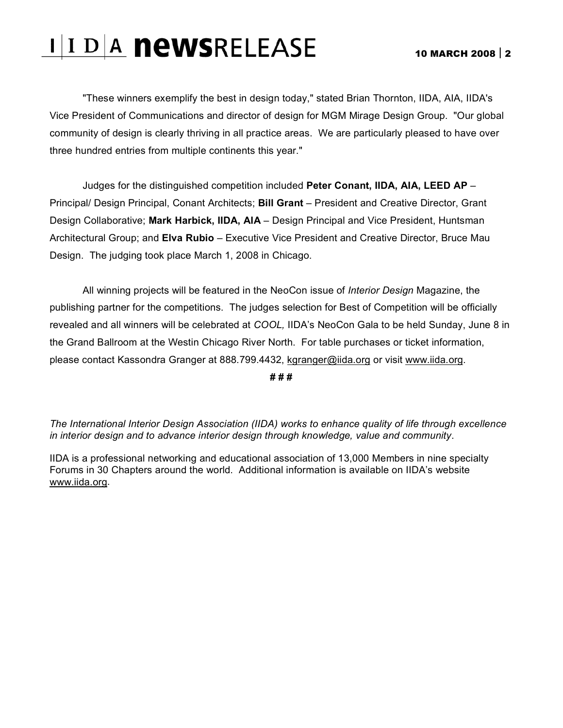"These winners exemplify the best in design today," stated Brian Thornton, IIDA, AIA, IIDA's Vice President of Communications and director of design for MGM Mirage Design Group. "Our global community of design is clearly thriving in all practice areas. We are particularly pleased to have over three hundred entries from multiple continents this year."

Judges for the distinguished competition included **Peter Conant, IIDA, AIA, LEED AP** – Principal/ Design Principal, Conant Architects; **Bill Grant** – President and Creative Director, Grant Design Collaborative; **Mark Harbick, IIDA, AIA** – Design Principal and Vice President, Huntsman Architectural Group; and **Elva Rubio** – Executive Vice President and Creative Director, Bruce Mau Design. The judging took place March 1, 2008 in Chicago.

All winning projects will be featured in the NeoCon issue of *Interior Design* Magazine, the publishing partner for the competitions. The judges selection for Best of Competition will be officially revealed and all winners will be celebrated at *COOL,* IIDA's NeoCon Gala to be held Sunday, June 8 in the Grand Ballroom at the Westin Chicago River North. For table purchases or ticket information, please contact Kassondra Granger at 888.799.4432, kgranger@iida.org or visit www.iida.org.

**# # #**

*The International Interior Design Association (IIDA) works to enhance quality of life through excellence in interior design and to advance interior design through knowledge, value and community*.

IIDA is a professional networking and educational association of 13,000 Members in nine specialty Forums in 30 Chapters around the world. Additional information is available on IIDA's website www.iida.org.